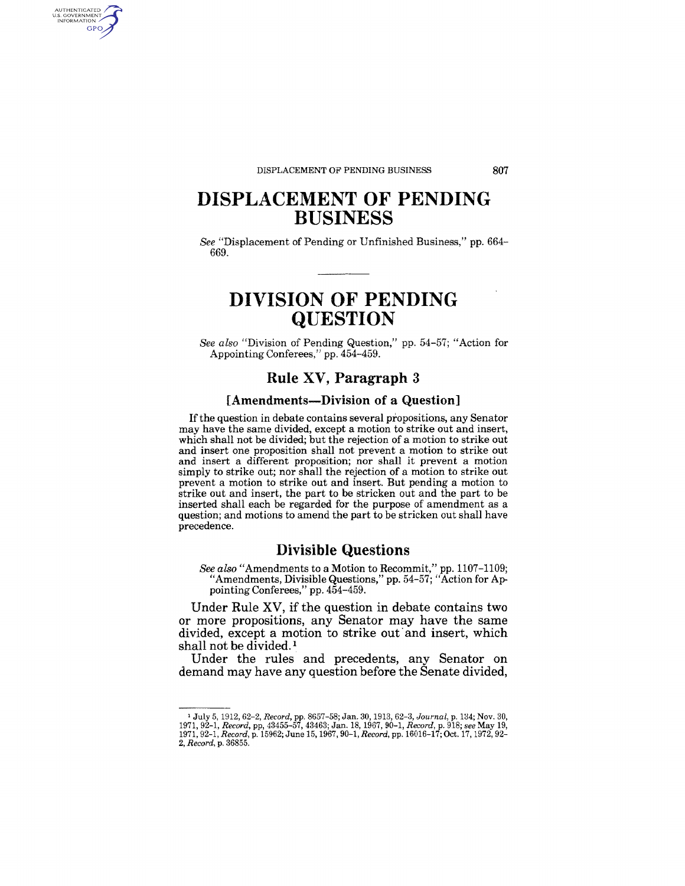# DISPLACEMENT OF PENDING BUSINESS

*See* "Displacement of Pending or Unfinished Business," pp. 664–669.

---

# DIVISION OF PENDING QUESTION

*See also* "Division of Pending Question," pp. 54–57; "Action for Appointing Conferees," pp. 454–459.

## Rule XV, Paragraph 3

### [Amendments—Division of a Question]

If the question in debate contains several propositions, any Senator may have the same divided, except a motion to strike out and insert, which shall not be divided; but the rejection of a motion to strike out and insert one proposition shall not prevent a motion to strike out and insert a different proposition; nor shall it prevent a motion simply to strike out; nor shall the rejection of a motion to strike out prevent a motion to strike out and insert. But pending a motion to strike out and insert, the part to be stricken out and the part to be inserted shall each be regarded for the purpose of amendment as a question; and motions to amend the part to be stricken out shall have precedence.

## Divisible Questions

*See also* "Amendments to a Motion to Recommit," pp. 1107–1109; "Amendments, Divisible Questions," pp. 54–57; "Action for Appointing Conferees," pp. 454–459.

Under Rule XV, if the question in debate contains two or more propositions, any Senator may have the same divided, except a motion to strike out and insert, which shall not be divided.[1]

Under the rules and precedents, any Senator on demand may have any question before the Senate divided,

[1] July 5, 1912, 62–2, *Record*, pp. 8657–58; Jan. 30, 1913, 62–3, *Journal*, p. 134; Nov. 30, 1971, 92–1, *Record*, pp. 43455–57, 43463; Jan. 18, 1967, 90–1, *Record*, p. 918; *see* May 19, 1971, 92–1, *Record*, p. 15962; June 15, 1967, 90–1, *Record*, pp. 16016–17; Oct. 17, 1972, 92–2, *Record*, p. 36855.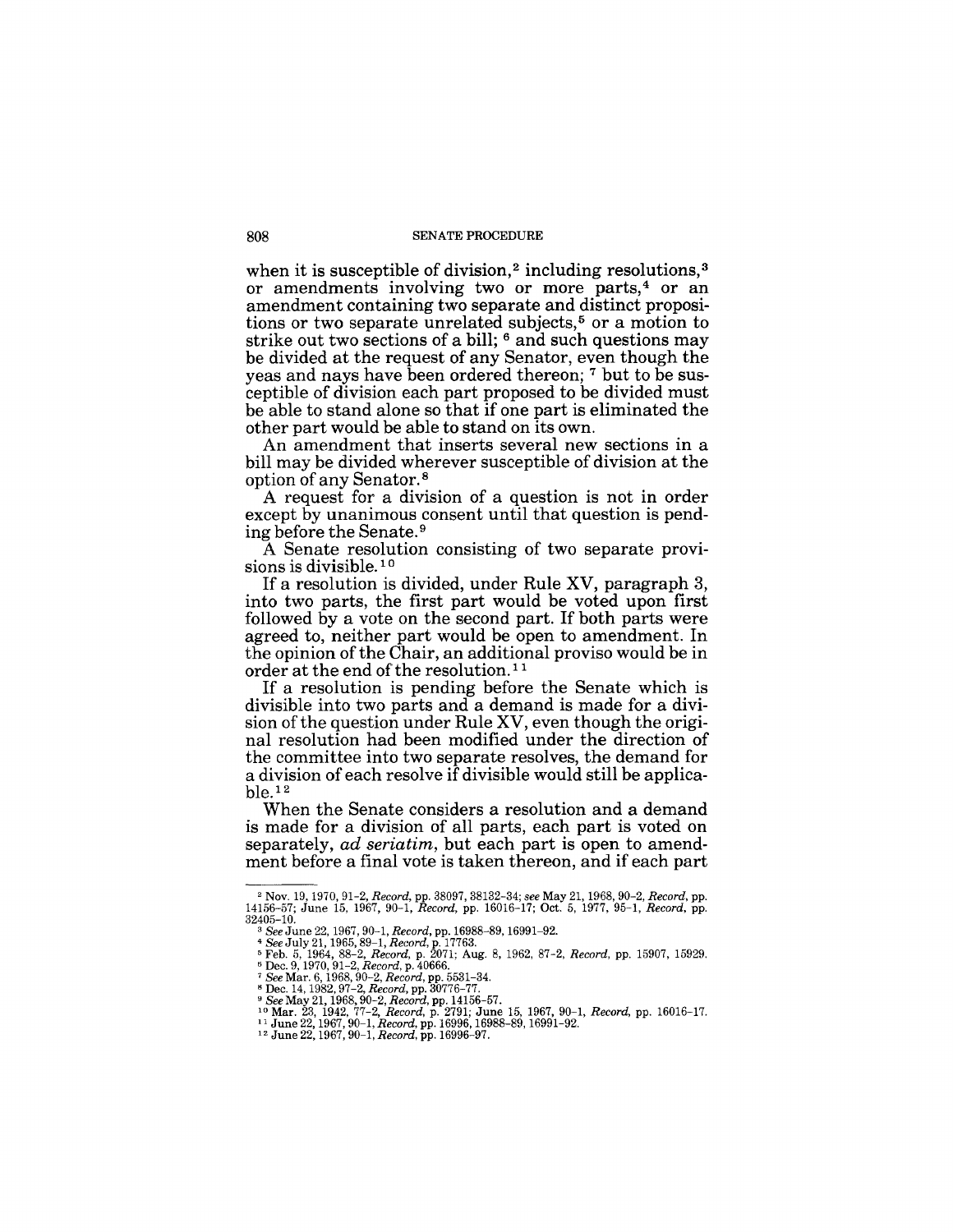when it is susceptible of division,[2] including resolutions,[3] or amendments involving two or more parts,[4] or an amendment containing two separate and distinct propositions or two separate unrelated subjects,[5] or a motion to strike out two sections of a bill; [6] and such questions may be divided at the request of any Senator, even though the yeas and nays have been ordered thereon; [7] but to be susceptible of division each part proposed to be divided must be able to stand alone so that if one part is eliminated the other part would be able to stand on its own.

An amendment that inserts several new sections in a bill may be divided wherever susceptible of division at the option of any Senator.[8]

A request for a division of a question is not in order except by unanimous consent until that question is pending before the Senate.[9]

A Senate resolution consisting of two separate provisions is divisible.[10]

If a resolution is divided, under Rule XV, paragraph 3, into two parts, the first part would be voted upon first followed by a vote on the second part. If both parts were agreed to, neither part would be open to amendment. In the opinion of the Chair, an additional proviso would be in order at the end of the resolution.[11]

If a resolution is pending before the Senate which is divisible into two parts and a demand is made for a division of the question under Rule XV, even though the original resolution had been modified under the direction of the committee into two separate resolves, the demand for a division of each resolve if divisible would still be applicable.[12]

When the Senate considers a resolution and a demand is made for a division of all parts, each part is voted on separately, *ad seriatim*, but each part is open to amendment before a final vote is taken thereon, and if each part

---

[2] Nov. 19, 1970, 91–2, *Record*, pp. 38097, 38132–34; *see* May 21, 1968, 90–2, *Record*, pp. 14156–57; June 15, 1967, 90–1, *Record*, pp. 16016–17; Oct. 5, 1977, 95–1, *Record*, pp. 32405–10.

[3] *See* June 22, 1967, 90–1, *Record*, pp. 16988–89, 16991–92.

[4] *See* July 21, 1965, 89–1, *Record*, p. 17763.

[5] Feb. 5, 1964, 88–2, *Record*, p. 2071; Aug. 8, 1962, 87–2, *Record*, pp. 15907, 15929.

[6] Dec. 9, 1970, 91–2, *Record*, p. 40666.

[7] *See* Mar. 6, 1968, 90–2, *Record*, pp. 5531–34.

[8] Dec. 14, 1982, 97–2, *Record*, pp. 30776–77.

[9] *See* May 21, 1968, 90–2, *Record*, pp. 14156–57.

[10] Mar. 23, 1942, 77–2, *Record*, p. 2791; June 15, 1967, 90–1, *Record*, pp. 16016–17.

[11] June 22, 1967, 90–1, *Record*, pp. 16996, 16988–89, 16991–92.

[12] June 22, 1967, 90–1, *Record*, pp. 16996–97.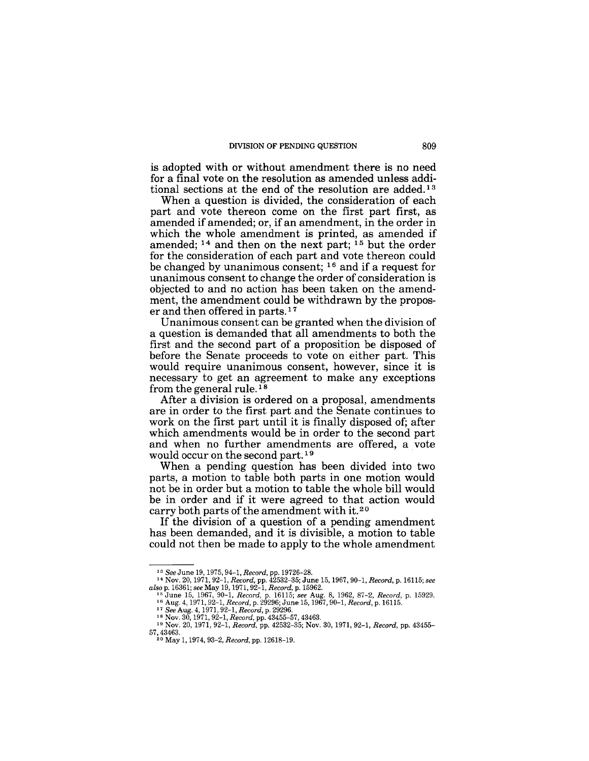is adopted with or without amendment there is no need for a final vote on the resolution as amended unless additional sections at the end of the resolution are added.[13]

When a question is divided, the consideration of each part and vote thereon come on the first part first, as amended if amended; or, if an amendment, in the order in which the whole amendment is printed, as amended if amended; [14] and then on the next part; [15] but the order for the consideration of each part and vote thereon could be changed by unanimous consent; [16] and if a request for unanimous consent to change the order of consideration is objected to and no action has been taken on the amendment, the amendment could be withdrawn by the proposer and then offered in parts.[17]

Unanimous consent can be granted when the division of a question is demanded that all amendments to both the first and the second part of a proposition be disposed of before the Senate proceeds to vote on either part. This would require unanimous consent, however, since it is necessary to get an agreement to make any exceptions from the general rule.[18]

After a division is ordered on a proposal, amendments are in order to the first part and the Senate continues to work on the first part until it is finally disposed of; after which amendments would be in order to the second part and when no further amendments are offered, a vote would occur on the second part.[19]

When a pending question has been divided into two parts, a motion to table both parts in one motion would not be in order but a motion to table the whole bill would be in order and if it were agreed to that action would carry both parts of the amendment with it.[20]

If the division of a question of a pending amendment has been demanded, and it is divisible, a motion to table could not then be made to apply to the whole amendment

---

[13] *See* June 19, 1975, 94–1, *Record*, pp. 19726–28.

[14] Nov. 20, 1971, 92–1, *Record*, pp. 42532–35; June 15, 1967, 90–1, *Record*, p. 16115; *see also* p. 16361; *see* May 19, 1971, 92–1, *Record*, p. 15962.

[15] June 15, 1967, 90–1, *Record*, p. 16115; *see* Aug. 8, 1962, 87–2, *Record*, p. 15929.

[16] Aug. 4, 1971, 92–1, *Record*, p. 29296; June 15, 1967, 90–1, *Record*, p. 16115.

[17] *See* Aug. 4, 1971, 92–1, *Record*, p. 29296.

[18] Nov. 30, 1971, 92–1, *Record*, pp. 43455–57, 43463.

[19] Nov. 20, 1971, 92–1, *Record*, pp. 42532–35; Nov. 30, 1971, 92–1, *Record*, pp. 43455–57, 43463.

[20] May 1, 1974, 93–2, *Record*, pp. 12618–19.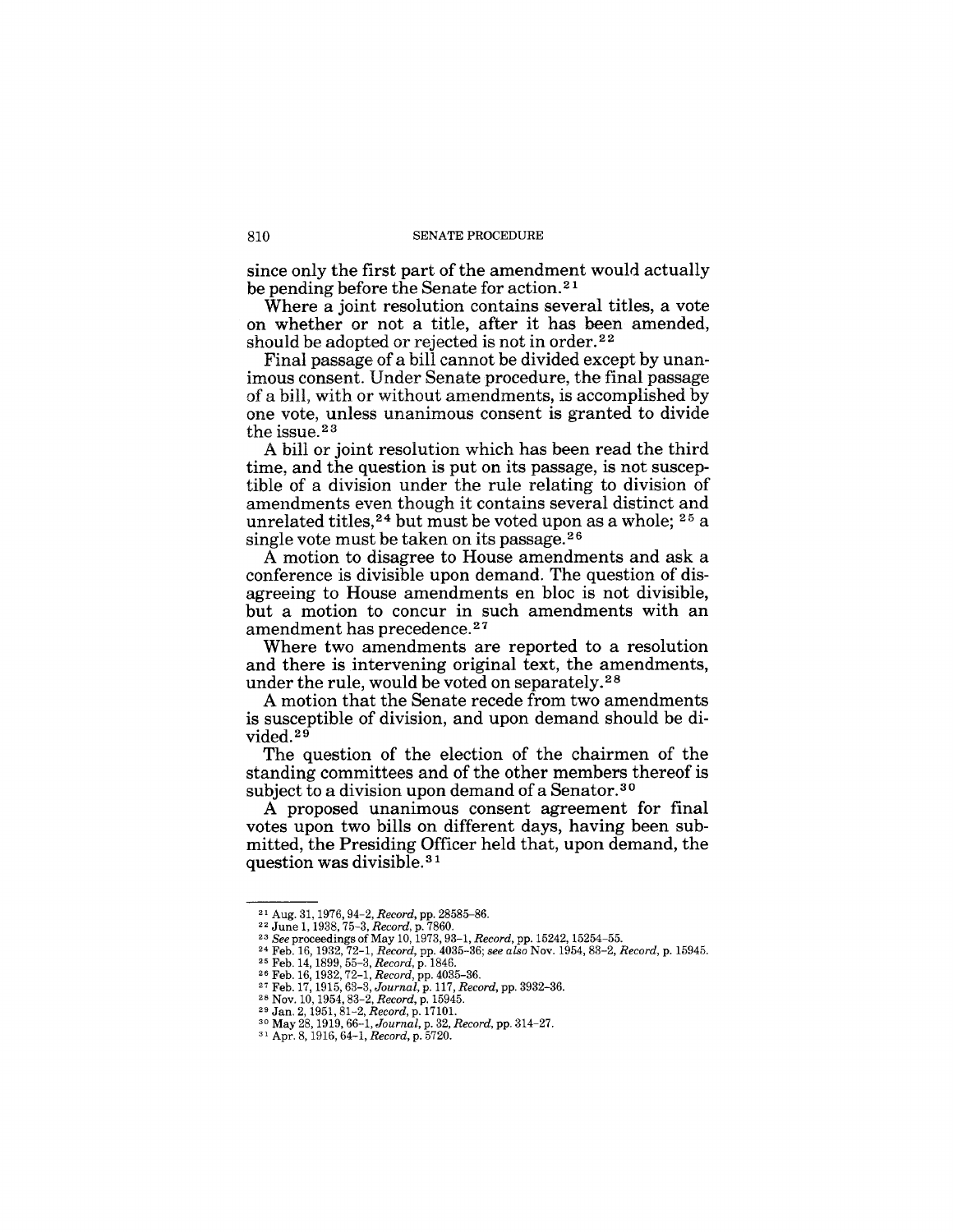since only the first part of the amendment would actually be pending before the Senate for action.[21]

Where a joint resolution contains several titles, a vote on whether or not a title, after it has been amended, should be adopted or rejected is not in order.[22]

Final passage of a bill cannot be divided except by unanimous consent. Under Senate procedure, the final passage of a bill, with or without amendments, is accomplished by one vote, unless unanimous consent is granted to divide the issue.[23]

A bill or joint resolution which has been read the third time, and the question is put on its passage, is not susceptible of a division under the rule relating to division of amendments even though it contains several distinct and unrelated titles,[24] but must be voted upon as a whole; [25] a single vote must be taken on its passage.[26]

A motion to disagree to House amendments and ask a conference is divisible upon demand. The question of disagreeing to House amendments en bloc is not divisible, but a motion to concur in such amendments with an amendment has precedence.[27]

Where two amendments are reported to a resolution and there is intervening original text, the amendments, under the rule, would be voted on separately.[28]

A motion that the Senate recede from two amendments is susceptible of division, and upon demand should be divided.[29]

The question of the election of the chairmen of the standing committees and of the other members thereof is subject to a division upon demand of a Senator.[30]

A proposed unanimous consent agreement for final votes upon two bills on different days, having been submitted, the Presiding Officer held that, upon demand, the question was divisible.[31]

---

[21] Aug. 31, 1976, 94-2, *Record*, pp. 28585-86.
[22] June 1, 1938, 75-3, *Record*, p. 7860.
[23] *See* proceedings of May 10, 1973, 93-1, *Record*, pp. 15242, 15254-55.
[24] Feb. 16, 1932, 72-1, *Record*, pp. 4035-36; *see also* Nov. 1954, 83-2, *Record*, p. 15945.
[25] Feb. 14, 1899, 55-3, *Record*, p. 1846.
[26] Feb. 16, 1932, 72-1, *Record*, pp. 4035-36.
[27] Feb. 17, 1915, 63-3, *Journal*, p. 117, *Record*, pp. 3932-36.
[28] Nov. 10, 1954, 83-2, *Record*, p. 15945.
[29] Jan. 2, 1951, 81-2, *Record*, p. 17101.
[30] May 28, 1919, 66-1, *Journal*, p. 32, *Record*, pp. 314-27.
[31] Apr. 8, 1916, 64-1, *Record*, p. 5720.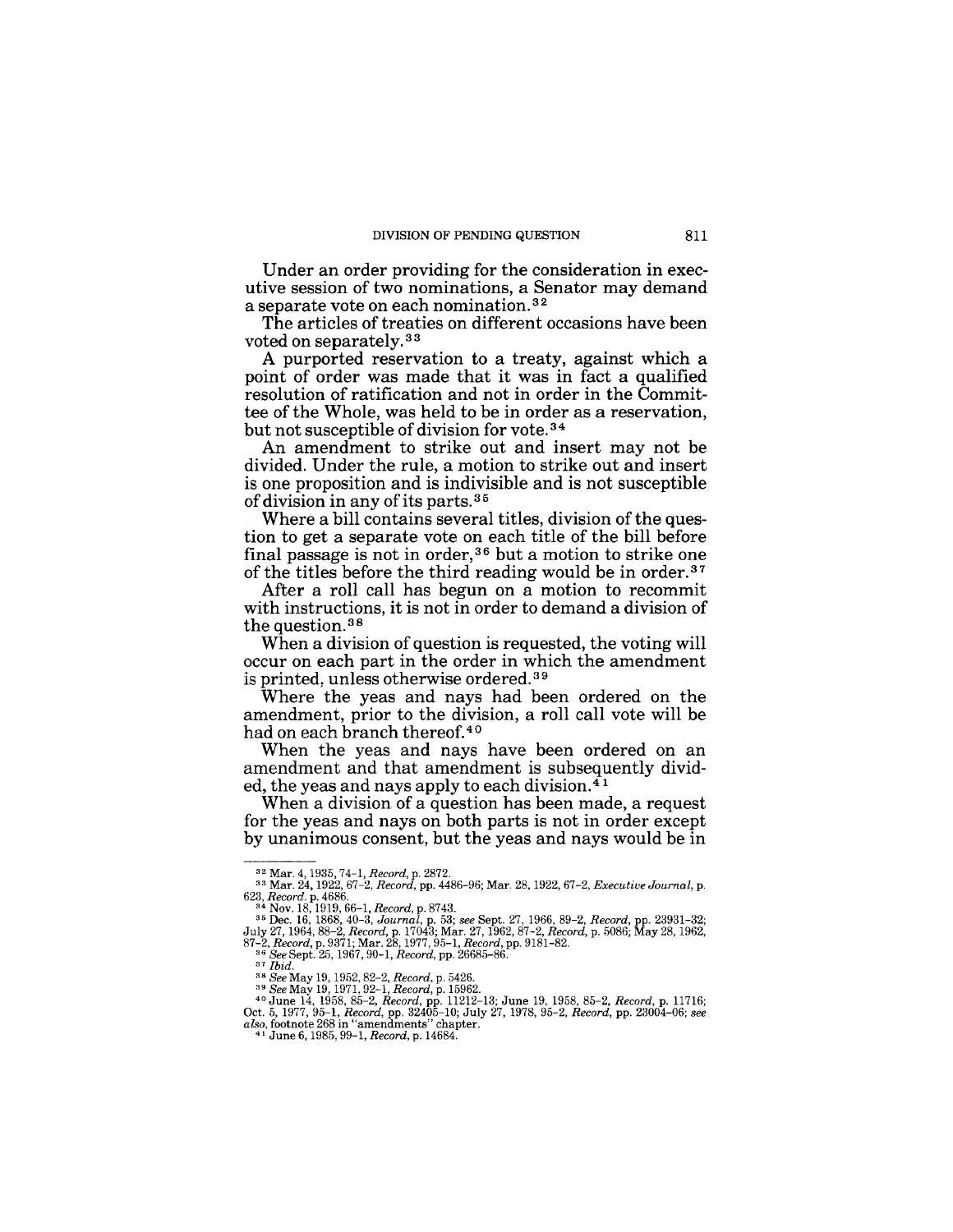Under an order providing for the consideration in executive session of two nominations, a Senator may demand a separate vote on each nomination.[32]

The articles of treaties on different occasions have been voted on separately.[33]

A purported reservation to a treaty, against which a point of order was made that it was in fact a qualified resolution of ratification and not in order in the Committee of the Whole, was held to be in order as a reservation, but not susceptible of division for vote.[34]

An amendment to strike out and insert may not be divided. Under the rule, a motion to strike out and insert is one proposition and is indivisible and is not susceptible of division in any of its parts.[35]

Where a bill contains several titles, division of the question to get a separate vote on each title of the bill before final passage is not in order,[36] but a motion to strike one of the titles before the third reading would be in order.[37]

After a roll call has begun on a motion to recommit with instructions, it is not in order to demand a division of the question.[38]

When a division of question is requested, the voting will occur on each part in the order in which the amendment is printed, unless otherwise ordered.[39]

Where the yeas and nays had been ordered on the amendment, prior to the division, a roll call vote will be had on each branch thereof.[40]

When the yeas and nays have been ordered on an amendment and that amendment is subsequently divided, the yeas and nays apply to each division.[41]

When a division of a question has been made, a request for the yeas and nays on both parts is not in order except by unanimous consent, but the yeas and nays would be in

---

[32] Mar. 4, 1935, 74–1, *Record*, p. 2872.

[33] Mar. 24, 1922, 67–2, *Record*, pp. 4486–96; Mar. 28, 1922, 67–2, *Executive Journal*, p. 623, *Record*, p. 4686.

[34] Nov. 18, 1919, 66–1, *Record*, p. 8743.

[35] Dec. 16, 1868, 40–3, *Journal*, p. 53; *see* Sept. 27, 1966, 89–2, *Record*, pp. 23931–32; July 27, 1964, 88–2, *Record*, p. 17043; Mar. 27, 1962, 87–2, *Record*, p. 5086; May 28, 1962, 87–2, *Record*, p. 9371; Mar. 28, 1977, 95–1, *Record*, pp. 9181–82.

[36] *See* Sept. 25, 1967, 90–1, *Record*, pp. 26685–86.

[37] *Ibid.*

[38] *See* May 19, 1952, 82–2, *Record*, p. 5426.

[39] *See* May 19, 1971, 92–1, *Record*, p. 15962.

[40] June 14, 1958, 85–2, *Record*, pp. 11212–13; June 19, 1958, 85–2, *Record*, p. 11716; Oct. 5, 1977, 95–1, *Record*, pp. 32405–10; July 27, 1978, 95–2, *Record*, pp. 23004–06; *see also*, footnote 268 in "amendments" chapter.

[41] June 6, 1985, 99–1, *Record*, p. 14684.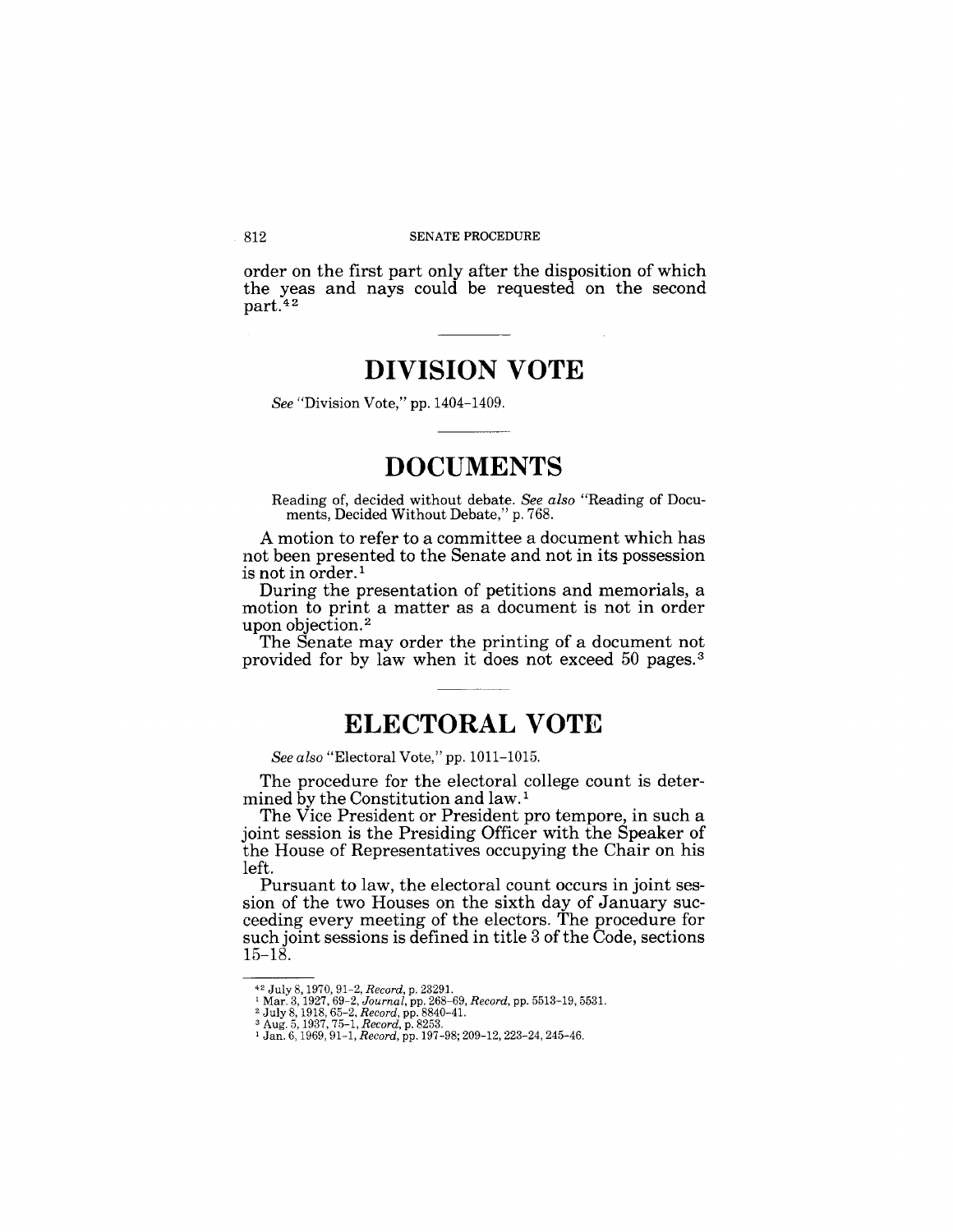order on the first part only after the disposition of which the yeas and nays could be requested on the second part.[42]

---

## DIVISION VOTE

*See* "Division Vote," pp. 1404–1409.

---

## DOCUMENTS

Reading of, decided without debate. *See also* "Reading of Documents, Decided Without Debate," p. 768.

A motion to refer to a committee a document which has not been presented to the Senate and not in its possession is not in order.[1]

During the presentation of petitions and memorials, a motion to print a matter as a document is not in order upon objection.[2]

The Senate may order the printing of a document not provided for by law when it does not exceed 50 pages.[3]

---

## ELECTORAL VOTE

*See also* "Electoral Vote," pp. 1011–1015.

The procedure for the electoral college count is determined by the Constitution and law.[1]

The Vice President or President pro tempore, in such a joint session is the Presiding Officer with the Speaker of the House of Representatives occupying the Chair on his left.

Pursuant to law, the electoral count occurs in joint session of the two Houses on the sixth day of January succeeding every meeting of the electors. The procedure for such joint sessions is defined in title 3 of the Code, sections 15–18.

---

[42] July 8, 1970, 91–2, *Record*, p. 23291.

[1] Mar. 3, 1927, 69–2, *Journal*, pp. 268–69, *Record*, pp. 5513–19, 5531.

[2] July 8, 1918, 65–2, *Record*, pp. 8840–41.

[3] Aug. 5, 1937, 75–1, *Record*, p. 8253.

[1] Jan. 6, 1969, 91–1, *Record*, pp. 197–98; 209–12, 223–24, 245–46.